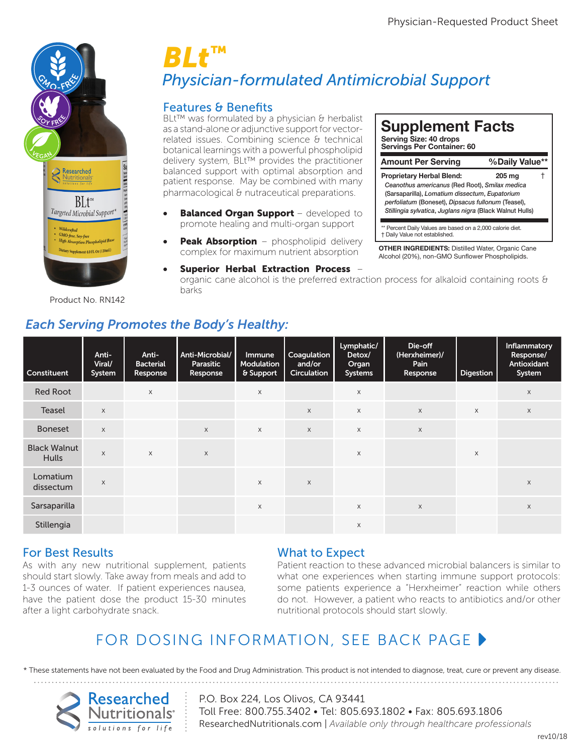Physician-Requested Product Sheet

# BLt™

## Physician-formulated Antimicrobial Support

Product No. RN142

### Features & Benefits

BLt™ was formulated by a physician & herbalist as a stand-alone or adjunctive support for vector-related issues. Combining science & technical botanical learnings with a powerful phospholipid delivery system, BLt™ provides the practitioner balanced support with optimal absorption and patient response. May be combined with many pharmacological & nutraceutical preparations.

- **Balanced Organ Support** – developed to promote healing and multi-organ support
- **Peak Absorption** – phospholipid delivery complex for maximum nutrient absorption
- **Superior Herbal Extraction Process** – organic cane alcohol is the preferred extraction process for alkaloid containing roots & barks

### Supplement Facts

Serving Size: 40 drops
Servings Per Container: 60

| Amount Per Serving | | %Daily Value** |
|---|---|---|
| Proprietary Herbal Blend: *Ceanothus americanus* (Red Root), *Smilax medica* (Sarsaparilla), *Lomatium dissectum*, *Eupatorium perfoliatum* (Boneset), *Dipsacus fullonum* (Teasel), *Stillingia sylvatica*, *Juglans nigra* (Black Walnut Hulls) | 205 mg | † |

** Percent Daily Values are based on a 2,000 calorie diet.
† Daily Value not established.

**OTHER INGREDIENTS:** Distilled Water, Organic Cane Alcohol (20%), non-GMO Sunflower Phospholipids.

### Each Serving Promotes the Body's Healthy:

| Constituent | Anti-Viral/ System | Anti-Bacterial Response | Anti-Microbial/ Parasitic Response | Immune Modulation & Support | Coagulation and/or Circulation | Lymphatic/ Detox/ Organ Systems | Die-off (Herxheimer)/ Pain Response | Digestion | Inflammatory Response/ Antioxidant System |
|---|---|---|---|---|---|---|---|---|---|
| Red Root | | x | | x | | x | | | x |
| Teasel | x | | | | x | x | x | x | x |
| Boneset | x | | x | x | x | x | x | | |
| Black Walnut Hulls | x | x | x | | | x | | x | |
| Lomatium dissectum | x | | | x | x | | | | x |
| Sarsaparilla | | | | x | | x | x | | x |
| Stillengia | | | | | | x | | | |

### For Best Results

As with any new nutritional supplement, patients should start slowly. Take away from meals and add to 1-3 ounces of water. If patient experiences nausea, have the patient dose the product 15-30 minutes after a light carbohydrate snack.

### What to Expect

Patient reaction to these advanced microbial balancers is similar to what one experiences when starting immune support protocols: some patients experience a "Herxheimer" reaction while others do not. However, a patient who reacts to antibiotics and/or other nutritional protocols should start slowly.

FOR DOSING INFORMATION, SEE BACK PAGE ▶

* These statements have not been evaluated by the Food and Drug Administration. This product is not intended to diagnose, treat, cure or prevent any disease.

Researched Nutritionals® solutions for life

P.O. Box 224, Los Olivos, CA 93441
Toll Free: 800.755.3402 • Tel: 805.693.1802 • Fax: 805.693.1806
ResearchedNutritionals.com | *Available only through healthcare professionals*

rev10/18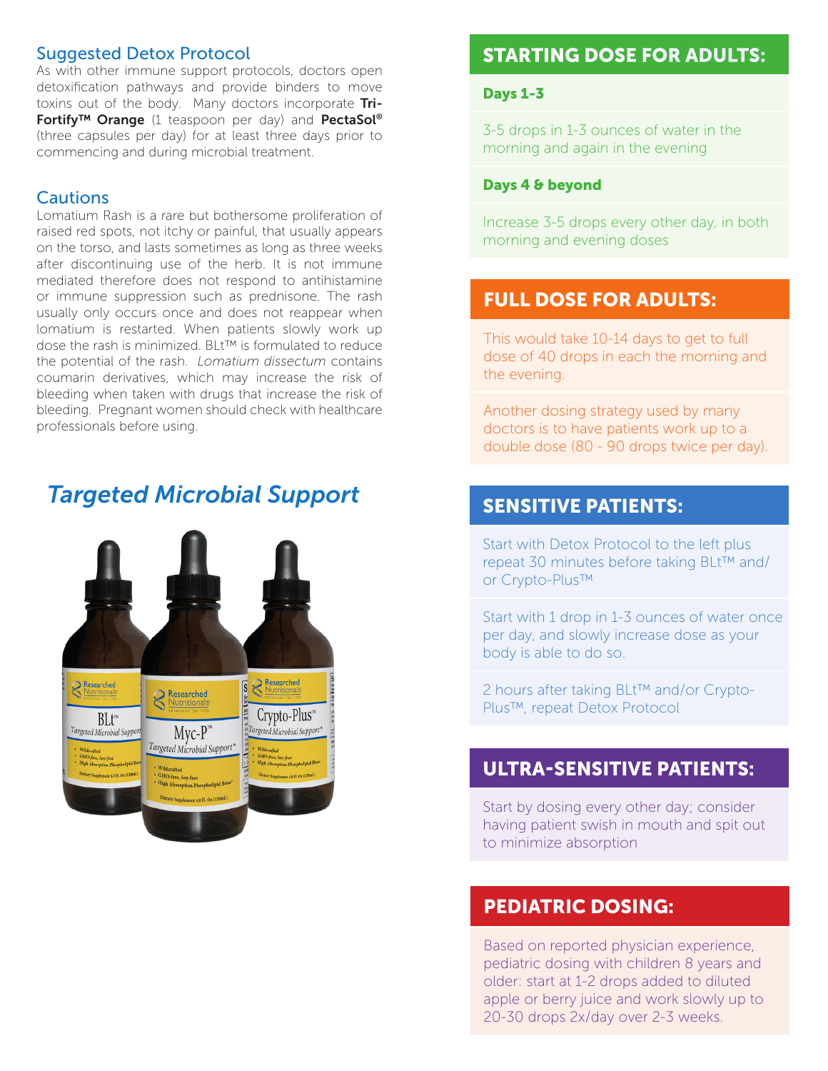## Suggested Detox Protocol

As with other immune support protocols, doctors open detoxification pathways and provide binders to move toxins out of the body. Many doctors incorporate **Tri-Fortify™ Orange** (1 teaspoon per day) and **PectaSol®** (three capsules per day) for at least three days prior to commencing and during microbial treatment.

## Cautions

Lomatium Rash is a rare but bothersome proliferation of raised red spots, not itchy or painful, that usually appears on the torso, and lasts sometimes as long as three weeks after discontinuing use of the herb. It is not immune mediated therefore does not respond to antihistamine or immune suppression such as prednisone. The rash usually only occurs once and does not reappear when lomatium is restarted. When patients slowly work up dose the rash is minimized. BLt™ is formulated to reduce the potential of the rash. *Lomatium dissectum* contains coumarin derivatives, which may increase the risk of bleeding when taken with drugs that increase the risk of bleeding. Pregnant women should check with healthcare professionals before using.

## *Targeted Microbial Support*

## STARTING DOSE FOR ADULTS:

**Days 1-3**

3-5 drops in 1-3 ounces of water in the morning and again in the evening

**Days 4 & beyond**

Increase 3-5 drops every other day, in both morning and evening doses

## FULL DOSE FOR ADULTS:

This would take 10-14 days to get to full dose of 40 drops in each the morning and the evening.

Another dosing strategy used by many doctors is to have patients work up to a double dose (80 - 90 drops twice per day).

## SENSITIVE PATIENTS:

Start with Detox Protocol to the left plus repeat 30 minutes before taking BLt™ and/or Crypto-Plus™

Start with 1 drop in 1-3 ounces of water once per day, and slowly increase dose as your body is able to do so.

2 hours after taking BLt™ and/or Crypto-Plus™, repeat Detox Protocol

## ULTRA-SENSITIVE PATIENTS:

Start by dosing every other day; consider having patient swish in mouth and spit out to minimize absorption

## PEDIATRIC DOSING:

Based on reported physician experience, pediatric dosing with children 8 years and older: start at 1-2 drops added to diluted apple or berry juice and work slowly up to 20-30 drops 2x/day over 2-3 weeks.